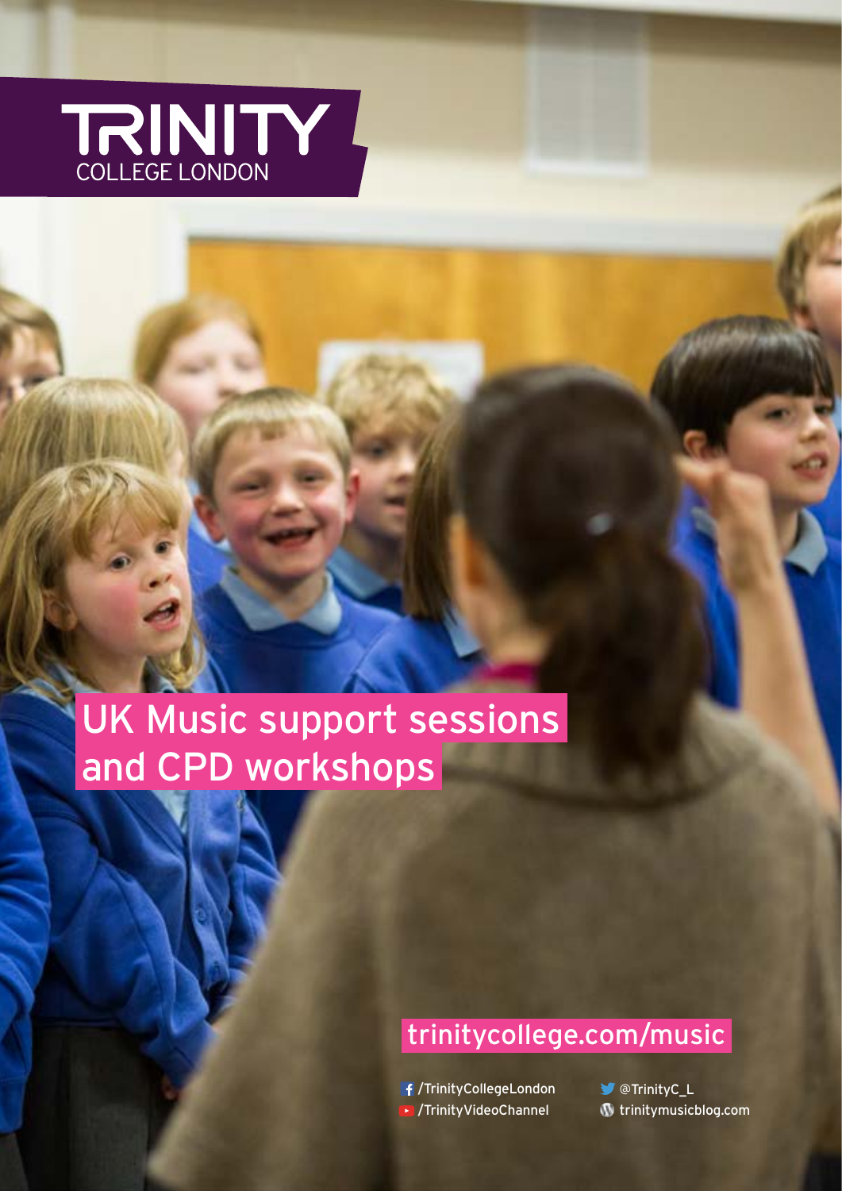TRINITY
COLLEGE LONDON

# UK Music support sessions and CPD workshops

trinitycollege.com/music

/TrinityCollegeLondon
/TrinityVideoChannel
@TrinityC_L
trinitymusicblog.com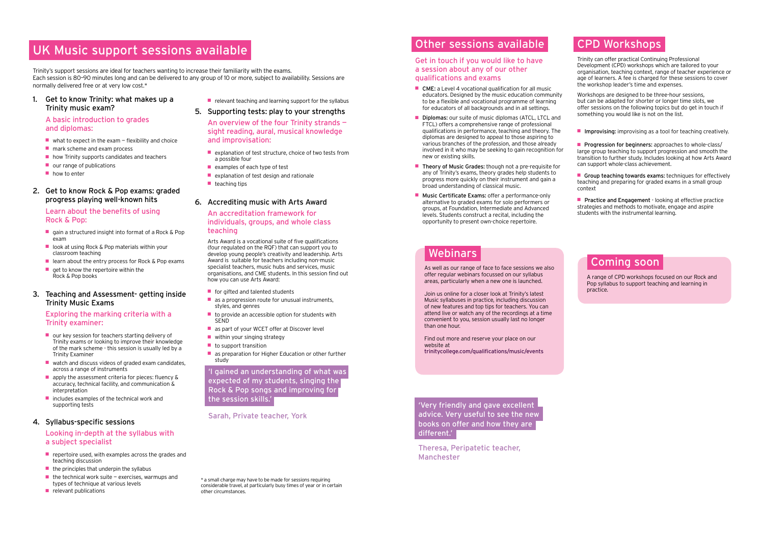# UK Music support sessions available

Trinity's support sessions are ideal for teachers wanting to increase their familiarity with the exams. Each session is 80–90 minutes long and can be delivered to any group of 10 or more, subject to availability. Sessions are normally delivered free or at very low cost.*

## 1. Get to know Trinity: what makes up a Trinity music exam?

### A basic introduction to grades and diplomas:

- what to expect in the exam – flexibility and choice
- mark scheme and exam process
- how Trinity supports candidates and teachers
- our range of publications
- how to enter

## 2. Get to know Rock & Pop exams: graded progress playing well-known hits

### Learn about the benefits of using Rock & Pop:

- gain a structured insight into format of a Rock & Pop exam
- look at using Rock & Pop materials within your classroom teaching
- learn about the entry process for Rock & Pop exams
- get to know the repertoire within the Rock & Pop books

## 3. Teaching and Assessment- getting inside Trinity Music Exams

### Exploring the marking criteria with a Trinity examiner:

- our key session for teachers starting delivery of Trinity exams or looking to improve their knowledge of the mark scheme - this session is usually led by a Trinity Examiner
- watch and discuss videos of graded exam candidates, across a range of instruments
- apply the assessment criteria for pieces: fluency & accuracy, technical facility, and communication & interpretation
- includes examples of the technical work and supporting tests

## 4. Syllabus-specific sessions

### Looking in-depth at the syllabus with a subject specialist

- repertoire used, with examples across the grades and teaching discussion
- the principles that underpin the syllabus
- the technical work suite – exercises, warmups and types of technique at various levels
- relevant publications
- relevant teaching and learning support for the syllabus

## 5. Supporting tests: play to your strengths

### An overview of the four Trinity strands – sight reading, aural, musical knowledge and improvisation:

- explanation of test structure, choice of two tests from a possible four
- examples of each type of test
- explanation of test design and rationale
- teaching tips

## 6. Accrediting music with Arts Award

### An accreditation framework for individuals, groups, and whole class teaching

Arts Award is a vocational suite of five qualifications (four regulated on the RQF) that can support you to develop young people's creativity and leadership. Arts Award is suitable for teachers including non-music specialist teachers, music hubs and services, music organisations, and CME students. In this session find out how you can use Arts Award:

- for gifted and talented students
- as a progression route for unusual instruments, styles, and genres
- to provide an accessible option for students with SEND
- as part of your WCET offer at Discover level
- within your singing strategy
- to support transition
- as preparation for Higher Education or other further study

'I gained an understanding of what was expected of my students, singing the Rock & Pop songs and improving for the session skills.'

Sarah, Private teacher, York

\* a small charge may have to be made for sessions requiring considerable travel, at particularly busy times of year or in certain other circumstances.

# Other sessions available

### Get in touch if you would like to have a session about any of our other qualifications and exams

- **CME:** a Level 4 vocational qualification for all music educators. Designed by the music education community to be a flexible and vocational programme of learning for educators of all backgrounds and in all settings.
- **Diplomas:** our suite of music diplomas (ATCL, LTCL and FTCL) offers a comprehensive range of professional qualifications in performance, teaching and theory. The diplomas are designed to appeal to those aspiring to various branches of the profession, and those already involved in it who may be seeking to gain recognition for new or existing skills.
- **Theory of Music Grades:** though not a pre-requisite for any of Trinity's exams, theory grades help students to progress more quickly on their instrument and gain a broad understanding of classical music.
- **Music Certificate Exams:** offer a performance-only alternative to graded exams for solo performers or groups, at Foundation, Intermediate and Advanced levels. Students construct a recital, including the opportunity to present own-choice repertoire.

# Webinars

As well as our range of face to face sessions we also offer regular webinars focussed on our syllabus areas, particularly when a new one is launched.

Join us online for a closer look at Trinity's latest Music syllabuses in practice, including discussion of new features and top tips for teachers. You can attend live or watch any of the recordings at a time convenient to you, session usually last no longer than one hour.

Find out more and reserve your place on our website at
trinitycollege.com/qualifications/music/events

'Very friendly and gave excellent advice. Very useful to see the new books on offer and how they are different.'

Theresa, Peripatetic teacher, Manchester

# CPD Workshops

Trinity can offer practical Continuing Professional Development (CPD) workshops which are tailored to your organisation, teaching context, range of teacher experience or age of learners. A fee is charged for these sessions to cover the workshop leader's time and expenses.

Workshops are designed to be three-hour sessions, but can be adapted for shorter or longer time slots, we offer sessions on the following topics but do get in touch if something you would like is not on the list.

- **Improvising:** improvising as a tool for teaching creatively.
- **Progression for beginners:** approaches to whole-class/large group teaching to support progression and smooth the transition to further study. Includes looking at how Arts Award can support whole-class achievement.
- **Group teaching towards exams:** techniques for effectively teaching and preparing for graded exams in a small group context
- **Practice and Engagement** - looking at effective practice strategies and methods to motivate, engage and aspire students with the instrumental learning.

# Coming soon

A range of CPD workshops focused on our Rock and Pop syllabus to support teaching and learning in practice.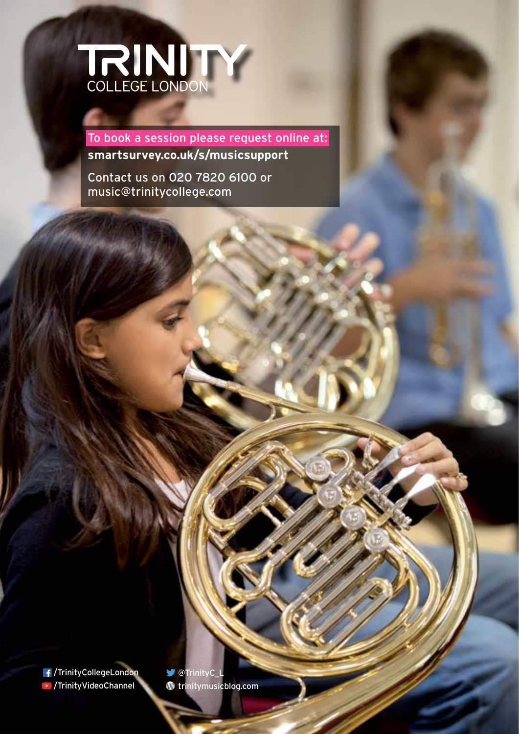# TRINITY
COLLEGE LONDON

To book a session please request online at:
**smartsurvey.co.uk/s/musicsupport**

Contact us on 020 7820 6100 or music@trinitycollege.com

/TrinityCollegeLondon
/TrinityVideoChannel
@TrinityC_L
trinitymusicblog.com